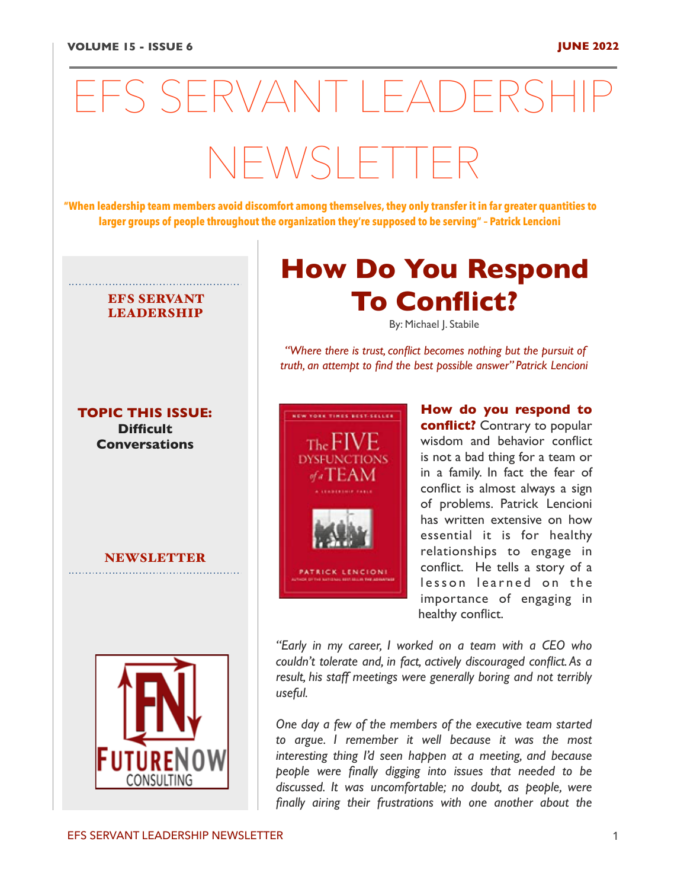VOLUME 15 - ISSUE 6 JUNE 2022

# EFS SERVANT LEADERSHIP NEWSLETTER

**"When leadership team members avoid discomfort among themselves, they only transfer it in far greater quantities to larger groups of people throughout the organization they're supposed to be serving" – Patrick Lencioni**

**EFS SERVANT LEADERSHIP**

**TOPIC THIS ISSUE:**
**Difficult Conversations**

**NEWSLETTER**

## How Do You Respond To Conflict?

By: Michael J. Stabile

*"Where there is trust, conflict becomes nothing but the pursuit of truth, an attempt to find the best possible answer" Patrick Lencioni*

**How do you respond to conflict?** Contrary to popular wisdom and behavior conflict is not a bad thing for a team or in a family. In fact the fear of conflict is almost always a sign of problems. Patrick Lencioni has written extensive on how essential it is for healthy relationships to engage in conflict. He tells a story of a lesson learned on the importance of engaging in healthy conflict.

*"Early in my career, I worked on a team with a CEO who couldn't tolerate and, in fact, actively discouraged conflict. As a result, his staff meetings were generally boring and not terribly useful.*

*One day a few of the members of the executive team started to argue. I remember it well because it was the most interesting thing I'd seen happen at a meeting, and because people were finally digging into issues that needed to be discussed. It was uncomfortable; no doubt, as people, were finally airing their frustrations with one another about the*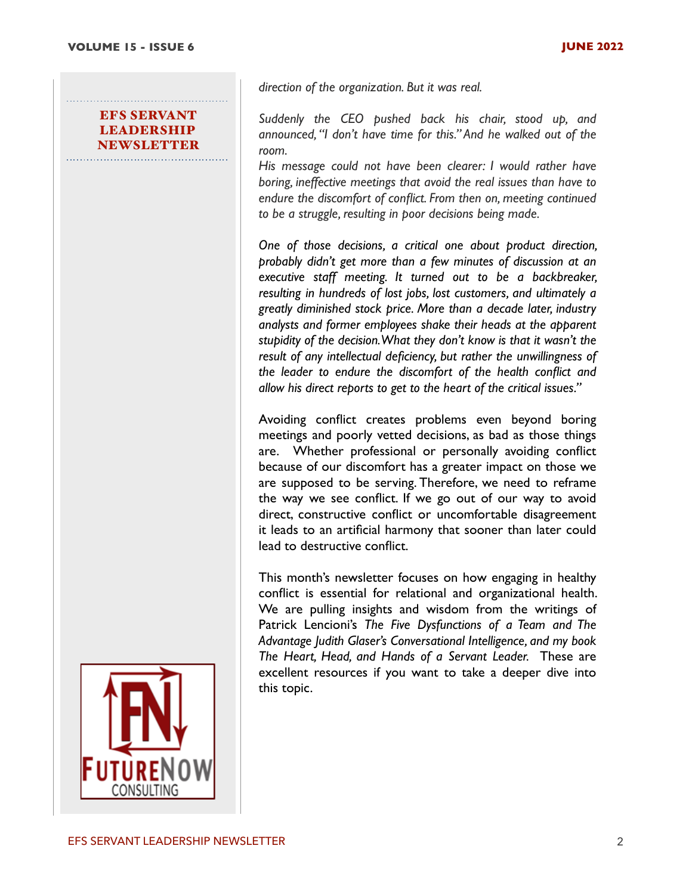*direction of the organization. But it was real.*

*Suddenly the CEO pushed back his chair, stood up, and announced, "I don't have time for this." And he walked out of the room.*

*His message could not have been clearer: I would rather have boring, ineffective meetings that avoid the real issues than have to endure the discomfort of conflict. From then on, meeting continued to be a struggle, resulting in poor decisions being made.*

*One of those decisions, a critical one about product direction, probably didn't get more than a few minutes of discussion at an executive staff meeting. It turned out to be a backbreaker, resulting in hundreds of lost jobs, lost customers, and ultimately a greatly diminished stock price. More than a decade later, industry analysts and former employees shake their heads at the apparent stupidity of the decision. What they don't know is that it wasn't the result of any intellectual deficiency, but rather the unwillingness of the leader to endure the discomfort of the health conflict and allow his direct reports to get to the heart of the critical issues."*

Avoiding conflict creates problems even beyond boring meetings and poorly vetted decisions, as bad as those things are. Whether professional or personally avoiding conflict because of our discomfort has a greater impact on those we are supposed to be serving. Therefore, we need to reframe the way we see conflict. If we go out of our way to avoid direct, constructive conflict or uncomfortable disagreement it leads to an artificial harmony that sooner than later could lead to destructive conflict.

This month's newsletter focuses on how engaging in healthy conflict is essential for relational and organizational health. We are pulling insights and wisdom from the writings of Patrick Lencioni's *The Five Dysfunctions of a Team and The Advantage Judith Glaser's Conversational Intelligence, and my book The Heart, Head, and Hands of a Servant Leader.* These are excellent resources if you want to take a deeper dive into this topic.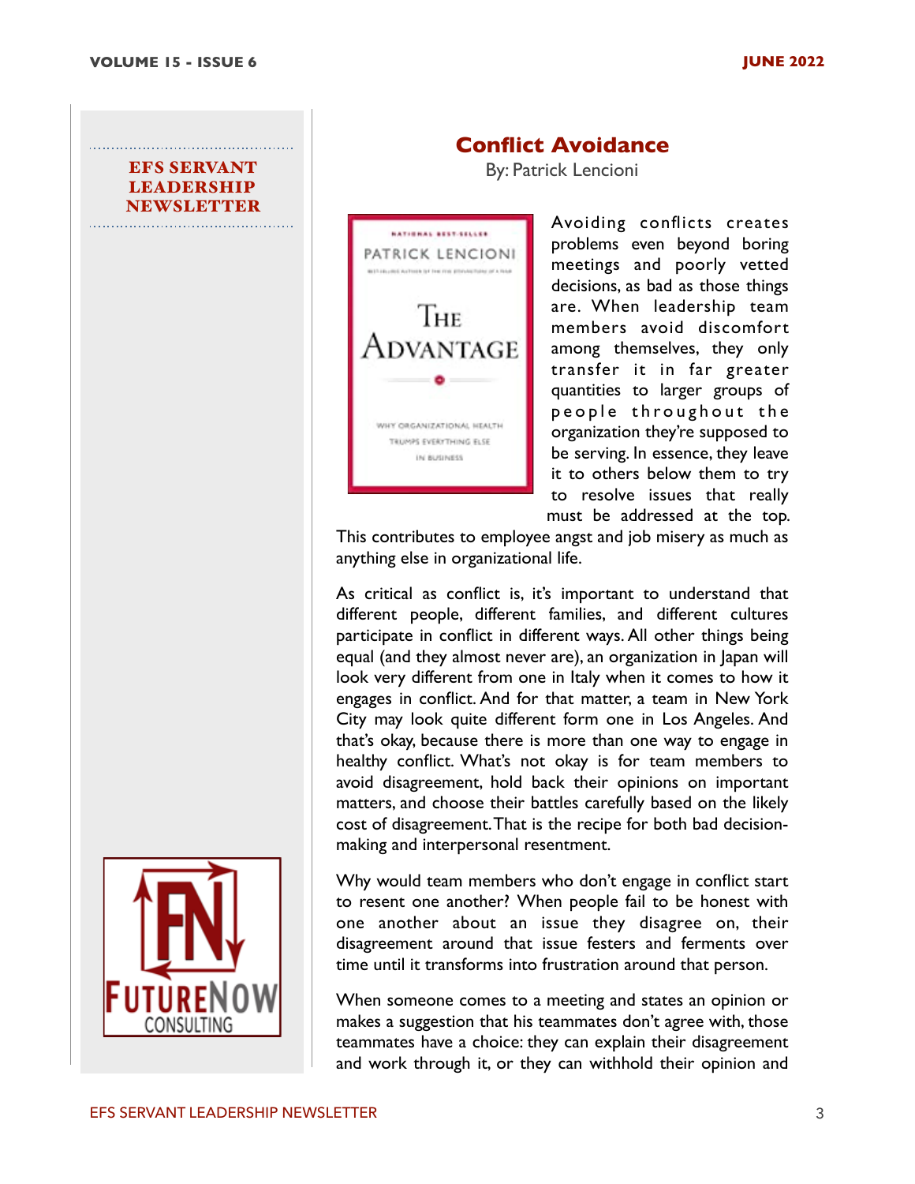EFS SERVANT LEADERSHIP NEWSLETTER

## Conflict Avoidance

By: Patrick Lencioni

Avoiding conflicts creates problems even beyond boring meetings and poorly vetted decisions, as bad as those things are. When leadership team members avoid discomfort among themselves, they only transfer it in far greater quantities to larger groups of people throughout the organization they're supposed to be serving. In essence, they leave it to others below them to try to resolve issues that really must be addressed at the top. This contributes to employee angst and job misery as much as anything else in organizational life.

As critical as conflict is, it's important to understand that different people, different families, and different cultures participate in conflict in different ways. All other things being equal (and they almost never are), an organization in Japan will look very different from one in Italy when it comes to how it engages in conflict. And for that matter, a team in New York City may look quite different form one in Los Angeles. And that's okay, because there is more than one way to engage in healthy conflict. What's not okay is for team members to avoid disagreement, hold back their opinions on important matters, and choose their battles carefully based on the likely cost of disagreement. That is the recipe for both bad decision-making and interpersonal resentment.

Why would team members who don't engage in conflict start to resent one another? When people fail to be honest with one another about an issue they disagree on, their disagreement around that issue festers and ferments over time until it transforms into frustration around that person.

When someone comes to a meeting and states an opinion or makes a suggestion that his teammates don't agree with, those teammates have a choice: they can explain their disagreement and work through it, or they can withhold their opinion and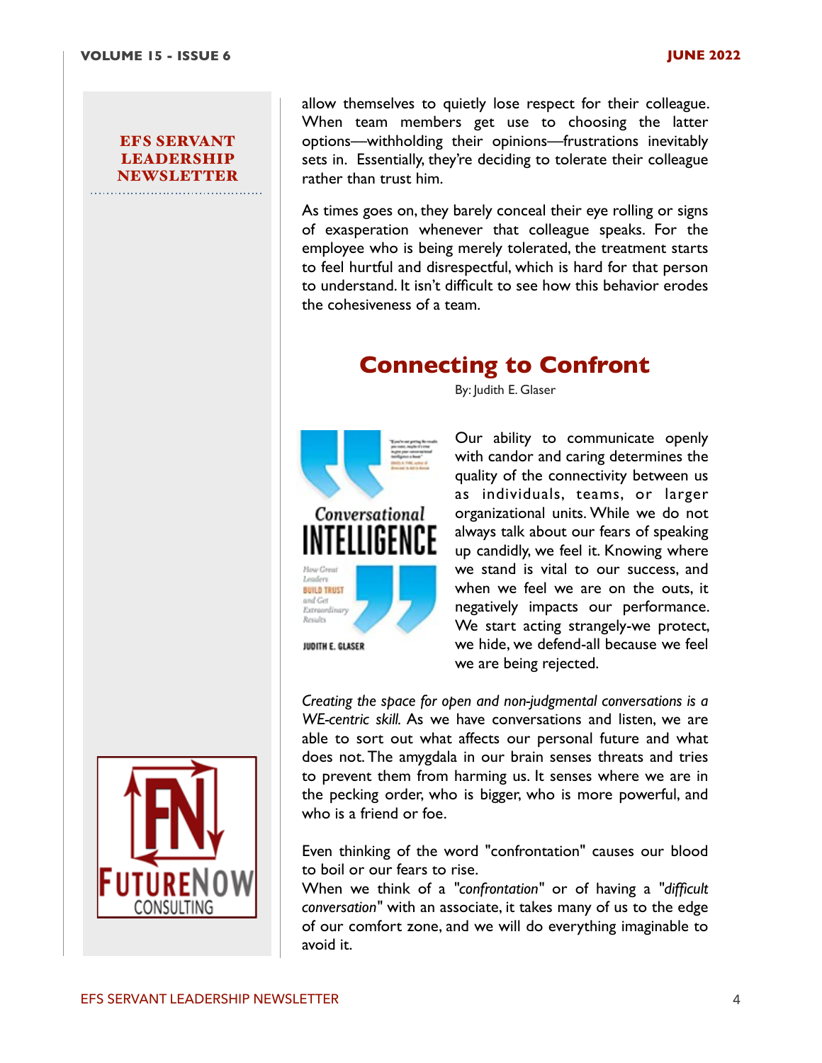allow themselves to quietly lose respect for their colleague. When team members get use to choosing the latter options—withholding their opinions—frustrations inevitably sets in. Essentially, they're deciding to tolerate their colleague rather than trust him.

As times goes on, they barely conceal their eye rolling or signs of exasperation whenever that colleague speaks. For the employee who is being merely tolerated, the treatment starts to feel hurtful and disrespectful, which is hard for that person to understand. It isn't difficult to see how this behavior erodes the cohesiveness of a team.

## Connecting to Confront

By: Judith E. Glaser

Our ability to communicate openly with candor and caring determines the quality of the connectivity between us as individuals, teams, or larger organizational units. While we do not always talk about our fears of speaking up candidly, we feel it. Knowing where we stand is vital to our success, and when we feel we are on the outs, it negatively impacts our performance. We start acting strangely-we protect, we hide, we defend-all because we feel we are being rejected.

*Creating the space for open and non-judgmental conversations is a WE-centric skill.* As we have conversations and listen, we are able to sort out what affects our personal future and what does not. The amygdala in our brain senses threats and tries to prevent them from harming us. It senses where we are in the pecking order, who is bigger, who is more powerful, and who is a friend or foe.

Even thinking of the word "confrontation" causes our blood to boil or our fears to rise.

When we think of a "*confrontation*" or of having a "*difficult conversation*" with an associate, it takes many of us to the edge of our comfort zone, and we will do everything imaginable to avoid it.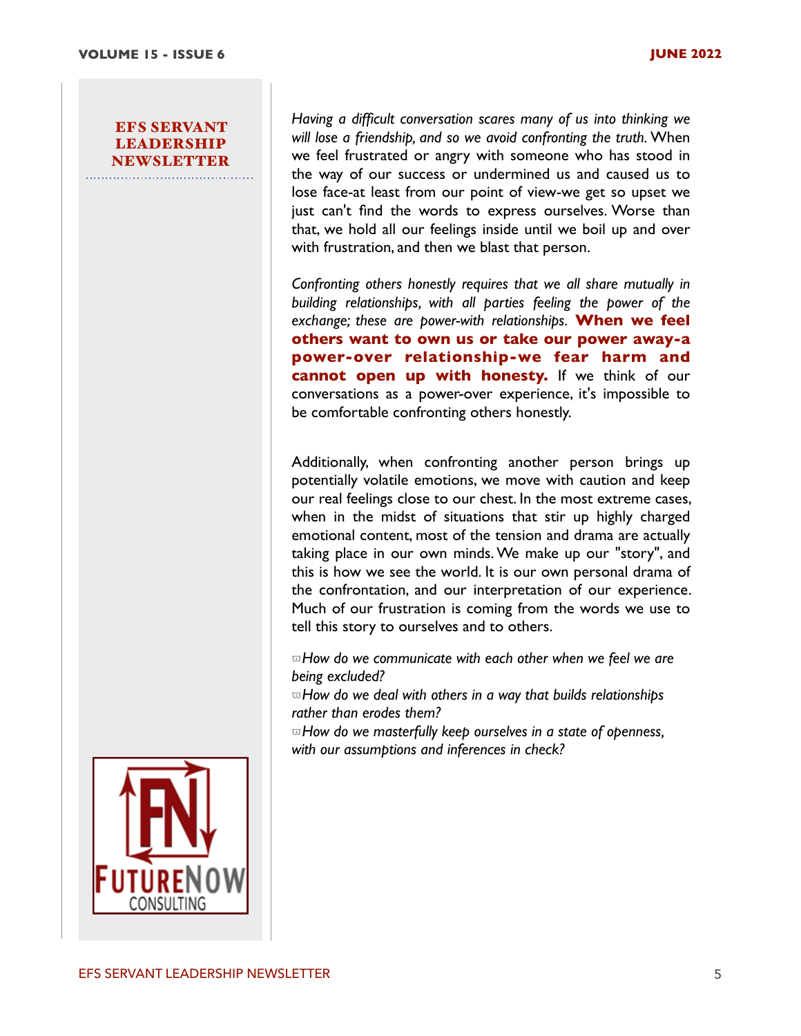*Having a difficult conversation scares many of us into thinking we will lose a friendship, and so we avoid confronting the truth.* When we feel frustrated or angry with someone who has stood in the way of our success or undermined us and caused us to lose face-at least from our point of view-we get so upset we just can't find the words to express ourselves. Worse than that, we hold all our feelings inside until we boil up and over with frustration, and then we blast that person.

*Confronting others honestly requires that we all share mutually in building relationships, with all parties feeling the power of the exchange; these are power-with relationships.* **When we feel others want to own us or take our power away-a power-over relationship-we fear harm and cannot open up with honesty.** If we think of our conversations as a power-over experience, it's impossible to be comfortable confronting others honestly.

Additionally, when confronting another person brings up potentially volatile emotions, we move with caution and keep our real feelings close to our chest. In the most extreme cases, when in the midst of situations that stir up highly charged emotional content, most of the tension and drama are actually taking place in our own minds. We make up our "story", and this is how we see the world. It is our own personal drama of the confrontation, and our interpretation of our experience. Much of our frustration is coming from the words we use to tell this story to ourselves and to others.

- *How do we communicate with each other when we feel we are being excluded?*
- *How do we deal with others in a way that builds relationships rather than erodes them?*
- *How do we masterfully keep ourselves in a state of openness, with our assumptions and inferences in check?*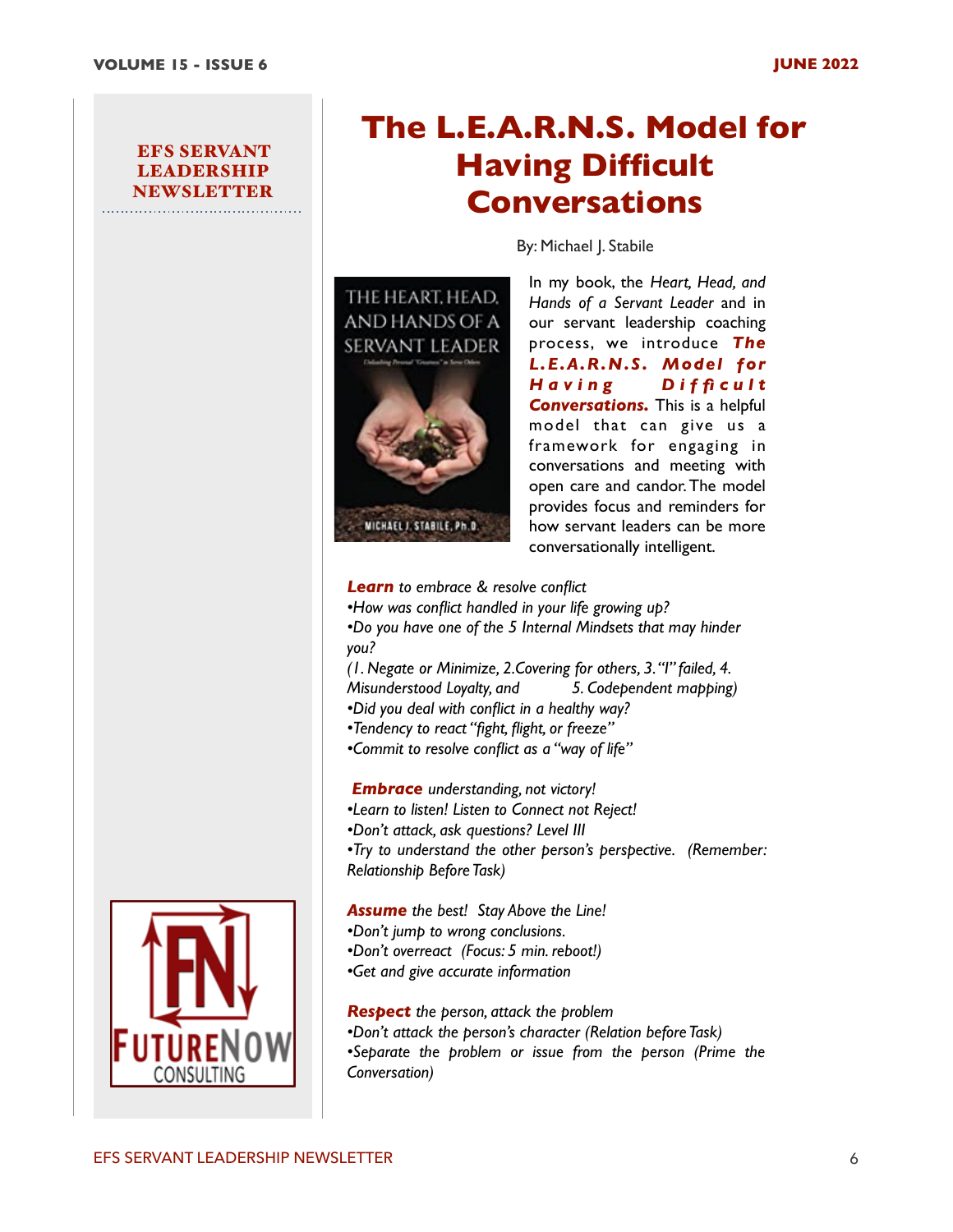EFS SERVANT LEADERSHIP NEWSLETTER

# The L.E.A.R.N.S. Model for Having Difficult Conversations

By: Michael J. Stabile

In my book, the *Heart, Head, and Hands of a Servant Leader* and in our servant leadership coaching process, we introduce ***The L.E.A.R.N.S. Model for Having Difficult Conversations.*** This is a helpful model that can give us a framework for engaging in conversations and meeting with open care and candor. The model provides focus and reminders for how servant leaders can be more conversationally intelligent.

***Learn*** *to embrace & resolve conflict*
*•How was conflict handled in your life growing up?*
*•Do you have one of the 5 Internal Mindsets that may hinder you?*
*(1. Negate or Minimize, 2.Covering for others, 3."I" failed, 4. Misunderstood Loyalty, and 5. Codependent mapping)*
*•Did you deal with conflict in a healthy way?*
*•Tendency to react "fight, flight, or freeze"*
*•Commit to resolve conflict as a "way of life"*

***Embrace*** *understanding, not victory!*
*•Learn to listen! Listen to Connect not Reject!*
*•Don't attack, ask questions? Level III*
*•Try to understand the other person's perspective. (Remember: Relationship Before Task)*

***Assume*** *the best! Stay Above the Line!*
*•Don't jump to wrong conclusions.*
*•Don't overreact (Focus: 5 min. reboot!)*
*•Get and give accurate information*

***Respect*** *the person, attack the problem*
*•Don't attack the person's character (Relation before Task)*
*•Separate the problem or issue from the person (Prime the Conversation)*

FUTURENOW CONSULTING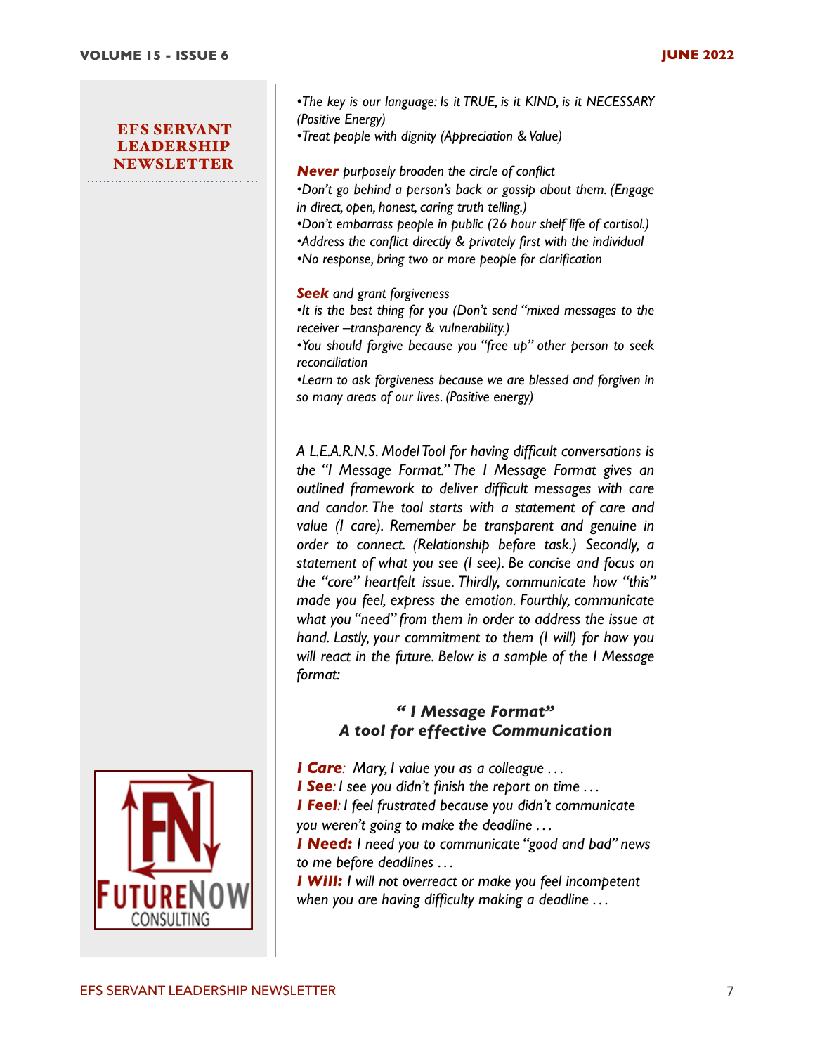*•The key is our language: Is it TRUE, is it KIND, is it NECESSARY (Positive Energy)*
*•Treat people with dignity (Appreciation & Value)*

***Never*** *purposely broaden the circle of conflict*
*•Don't go behind a person's back or gossip about them. (Engage in direct, open, honest, caring truth telling.)*
*•Don't embarrass people in public (26 hour shelf life of cortisol.)*
*•Address the conflict directly & privately first with the individual*
*•No response, bring two or more people for clarification*

***Seek*** *and grant forgiveness*
*•It is the best thing for you (Don't send "mixed messages to the receiver –transparency & vulnerability.)*
*•You should forgive because you "free up" other person to seek reconciliation*
*•Learn to ask forgiveness because we are blessed and forgiven in so many areas of our lives. (Positive energy)*

*A L.E.A.R.N.S. Model Tool for having difficult conversations is the "I Message Format." The I Message Format gives an outlined framework to deliver difficult messages with care and candor. The tool starts with a statement of care and value (I care). Remember be transparent and genuine in order to connect. (Relationship before task.) Secondly, a statement of what you see (I see). Be concise and focus on the "core" heartfelt issue. Thirdly, communicate how "this" made you feel, express the emotion. Fourthly, communicate what you "need" from them in order to address the issue at hand. Lastly, your commitment to them (I will) for how you will react in the future. Below is a sample of the I Message format:*

### *" I Message Format"*
### *A tool for effective Communication*

***I Care****: Mary, I value you as a colleague . . .*
***I See****: I see you didn't finish the report on time . . .*
***I Feel****: I feel frustrated because you didn't communicate you weren't going to make the deadline . . .*
***I Need:*** *I need you to communicate "good and bad" news to me before deadlines . . .*
***I Will:*** *I will not overreact or make you feel incompetent when you are having difficulty making a deadline . . .*

FUTURENOW CONSULTING